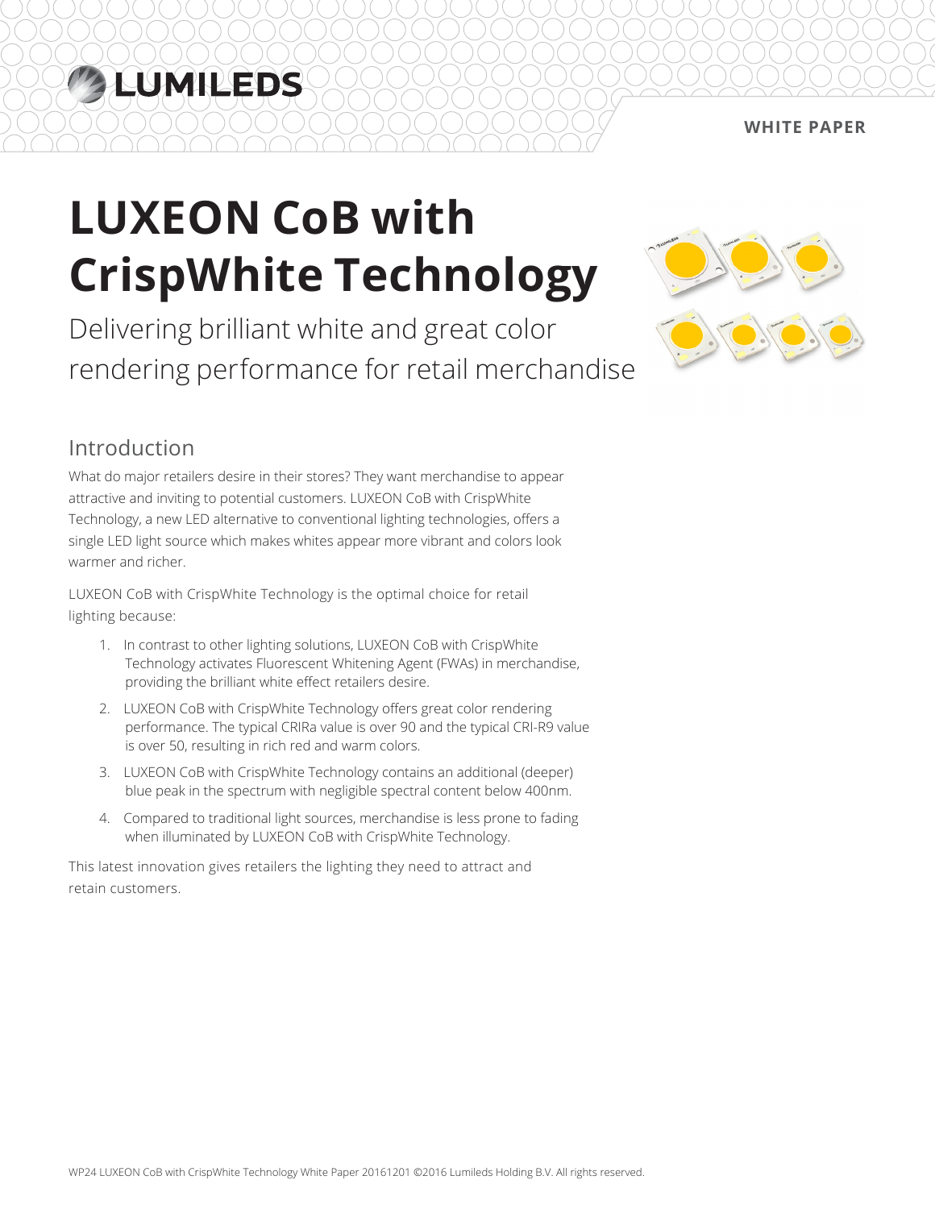WHITE PAPER

# LUXEON CoB with CrispWhite Technology

Delivering brilliant white and great color rendering performance for retail merchandise

## Introduction

What do major retailers desire in their stores? They want merchandise to appear attractive and inviting to potential customers. LUXEON CoB with CrispWhite Technology, a new LED alternative to conventional lighting technologies, offers a single LED light source which makes whites appear more vibrant and colors look warmer and richer.

LUXEON CoB with CrispWhite Technology is the optimal choice for retail lighting because:

1. In contrast to other lighting solutions, LUXEON CoB with CrispWhite Technology activates Fluorescent Whitening Agent (FWAs) in merchandise, providing the brilliant white effect retailers desire.
2. LUXEON CoB with CrispWhite Technology offers great color rendering performance. The typical CRIRa value is over 90 and the typical CRI-R9 value is over 50, resulting in rich red and warm colors.
3. LUXEON CoB with CrispWhite Technology contains an additional (deeper) blue peak in the spectrum with negligible spectral content below 400nm.
4. Compared to traditional light sources, merchandise is less prone to fading when illuminated by LUXEON CoB with CrispWhite Technology.

This latest innovation gives retailers the lighting they need to attract and retain customers.

WP24 LUXEON CoB with CrispWhite Technology White Paper 20161201 ©2016 Lumileds Holding B.V. All rights reserved.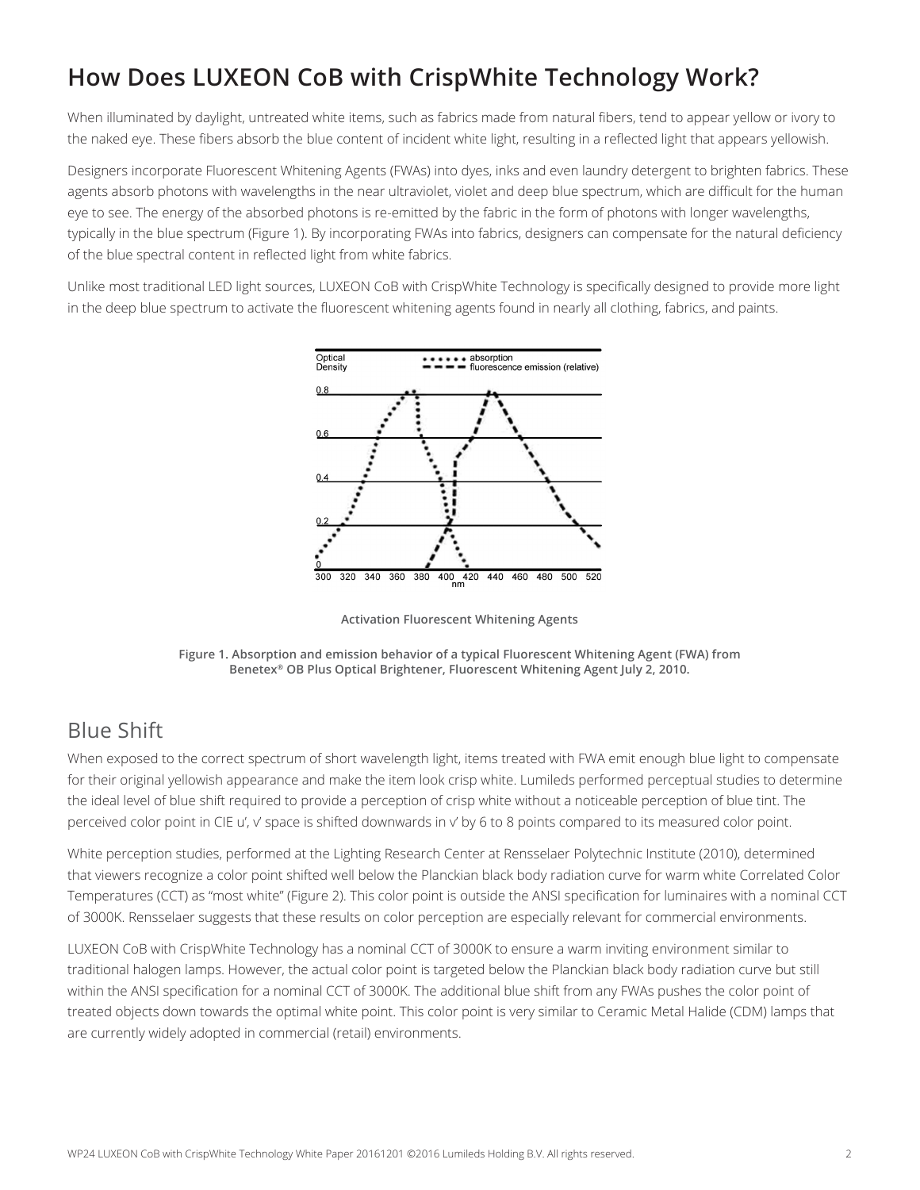# How Does LUXEON CoB with CrispWhite Technology Work?

When illuminated by daylight, untreated white items, such as fabrics made from natural fibers, tend to appear yellow or ivory to the naked eye. These fibers absorb the blue content of incident white light, resulting in a reflected light that appears yellowish.

Designers incorporate Fluorescent Whitening Agents (FWAs) into dyes, inks and even laundry detergent to brighten fabrics. These agents absorb photons with wavelengths in the near ultraviolet, violet and deep blue spectrum, which are difficult for the human eye to see. The energy of the absorbed photons is re-emitted by the fabric in the form of photons with longer wavelengths, typically in the blue spectrum (Figure 1). By incorporating FWAs into fabrics, designers can compensate for the natural deficiency of the blue spectral content in reflected light from white fabrics.

Unlike most traditional LED light sources, LUXEON CoB with CrispWhite Technology is specifically designed to provide more light in the deep blue spectrum to activate the fluorescent whitening agents found in nearly all clothing, fabrics, and paints.

**Activation Fluorescent Whitening Agents**

**Figure 1. Absorption and emission behavior of a typical Fluorescent Whitening Agent (FWA) from Benetex® OB Plus Optical Brightener, Fluorescent Whitening Agent July 2, 2010.**

## Blue Shift

When exposed to the correct spectrum of short wavelength light, items treated with FWA emit enough blue light to compensate for their original yellowish appearance and make the item look crisp white. Lumileds performed perceptual studies to determine the ideal level of blue shift required to provide a perception of crisp white without a noticeable perception of blue tint. The perceived color point in CIE u', v' space is shifted downwards in v' by 6 to 8 points compared to its measured color point.

White perception studies, performed at the Lighting Research Center at Rensselaer Polytechnic Institute (2010), determined that viewers recognize a color point shifted well below the Planckian black body radiation curve for warm white Correlated Color Temperatures (CCT) as "most white" (Figure 2). This color point is outside the ANSI specification for luminaires with a nominal CCT of 3000K. Rensselaer suggests that these results on color perception are especially relevant for commercial environments.

LUXEON CoB with CrispWhite Technology has a nominal CCT of 3000K to ensure a warm inviting environment similar to traditional halogen lamps. However, the actual color point is targeted below the Planckian black body radiation curve but still within the ANSI specification for a nominal CCT of 3000K. The additional blue shift from any FWAs pushes the color point of treated objects down towards the optimal white point. This color point is very similar to Ceramic Metal Halide (CDM) lamps that are currently widely adopted in commercial (retail) environments.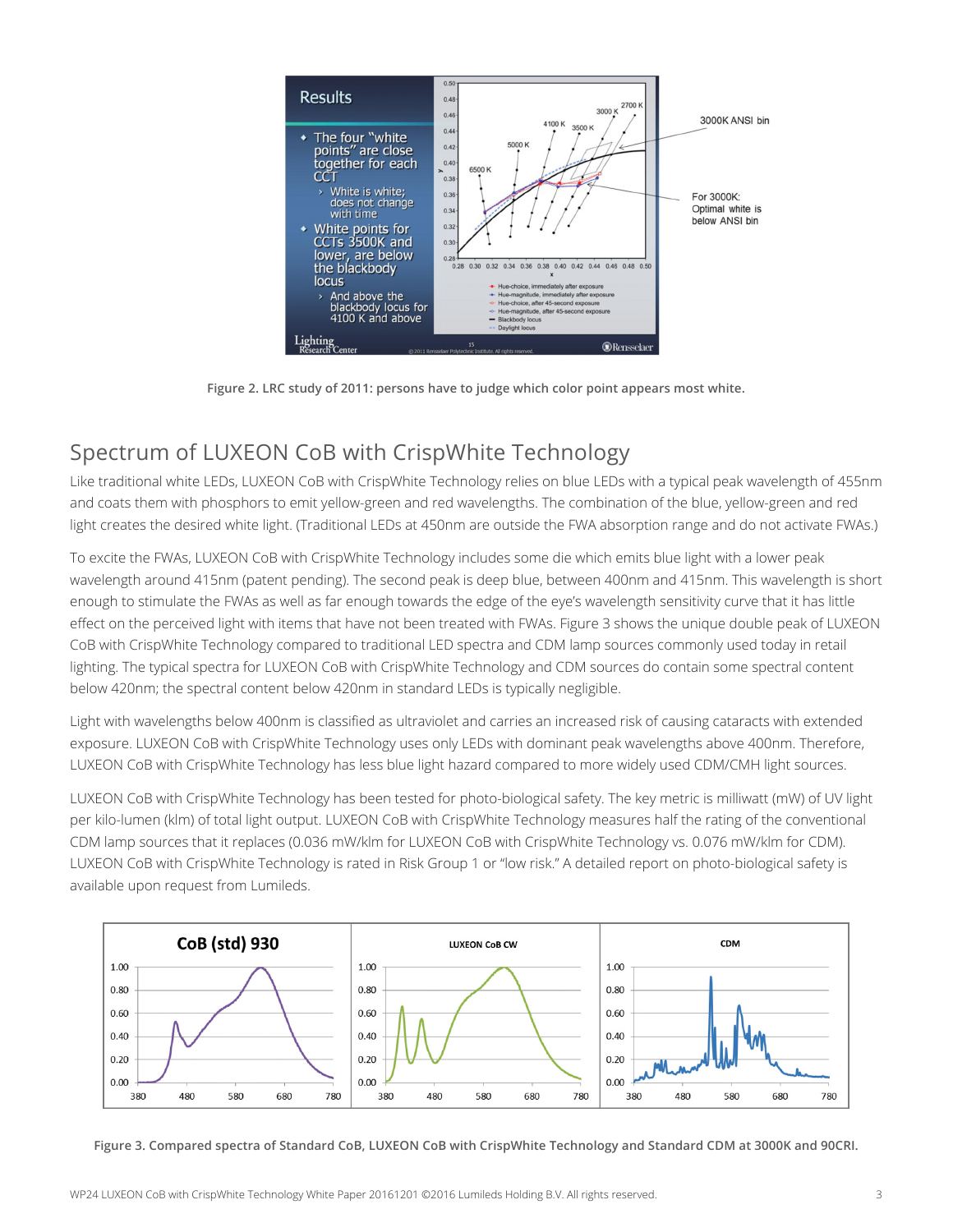Figure 2. LRC study of 2011: persons have to judge which color point appears most white.

## Spectrum of LUXEON CoB with CrispWhite Technology

Like traditional white LEDs, LUXEON CoB with CrispWhite Technology relies on blue LEDs with a typical peak wavelength of 455nm and coats them with phosphors to emit yellow-green and red wavelengths. The combination of the blue, yellow-green and red light creates the desired white light. (Traditional LEDs at 450nm are outside the FWA absorption range and do not activate FWAs.)

To excite the FWAs, LUXEON CoB with CrispWhite Technology includes some die which emits blue light with a lower peak wavelength around 415nm (patent pending). The second peak is deep blue, between 400nm and 415nm. This wavelength is short enough to stimulate the FWAs as well as far enough towards the edge of the eye's wavelength sensitivity curve that it has little effect on the perceived light with items that have not been treated with FWAs. Figure 3 shows the unique double peak of LUXEON CoB with CrispWhite Technology compared to traditional LED spectra and CDM lamp sources commonly used today in retail lighting. The typical spectra for LUXEON CoB with CrispWhite Technology and CDM sources do contain some spectral content below 420nm; the spectral content below 420nm in standard LEDs is typically negligible.

Light with wavelengths below 400nm is classified as ultraviolet and carries an increased risk of causing cataracts with extended exposure. LUXEON CoB with CrispWhite Technology uses only LEDs with dominant peak wavelengths above 400nm. Therefore, LUXEON CoB with CrispWhite Technology has less blue light hazard compared to more widely used CDM/CMH light sources.

LUXEON CoB with CrispWhite Technology has been tested for photo-biological safety. The key metric is milliwatt (mW) of UV light per kilo-lumen (klm) of total light output. LUXEON CoB with CrispWhite Technology measures half the rating of the conventional CDM lamp sources that it replaces (0.036 mW/klm for LUXEON CoB with CrispWhite Technology vs. 0.076 mW/klm for CDM). LUXEON CoB with CrispWhite Technology is rated in Risk Group 1 or "low risk." A detailed report on photo-biological safety is available upon request from Lumileds.

Figure 3. Compared spectra of Standard CoB, LUXEON CoB with CrispWhite Technology and Standard CDM at 3000K and 90CRI.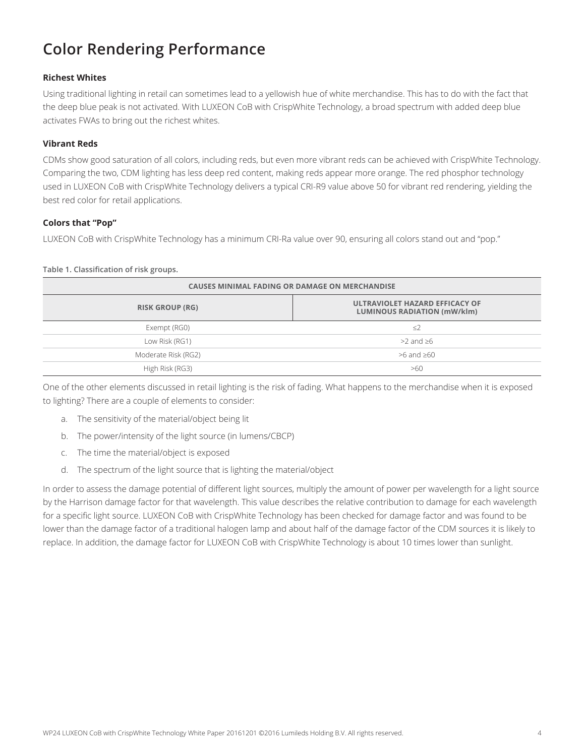# Color Rendering Performance

### Richest Whites

Using traditional lighting in retail can sometimes lead to a yellowish hue of white merchandise. This has to do with the fact that the deep blue peak is not activated. With LUXEON CoB with CrispWhite Technology, a broad spectrum with added deep blue activates FWAs to bring out the richest whites.

### Vibrant Reds

CDMs show good saturation of all colors, including reds, but even more vibrant reds can be achieved with CrispWhite Technology. Comparing the two, CDM lighting has less deep red content, making reds appear more orange. The red phosphor technology used in LUXEON CoB with CrispWhite Technology delivers a typical CRI-R9 value above 50 for vibrant red rendering, yielding the best red color for retail applications.

### Colors that "Pop"

LUXEON CoB with CrispWhite Technology has a minimum CRI-Ra value over 90, ensuring all colors stand out and "pop."

**Table 1. Classification of risk groups.**

| CAUSES MINIMAL FADING OR DAMAGE ON MERCHANDISE | |
|---|---|
| **RISK GROUP (RG)** | **ULTRAVIOLET HAZARD EFFICACY OF LUMINOUS RADIATION (mW/klm)** |
| Exempt (RG0) | ≤2 |
| Low Risk (RG1) | >2 and ≥6 |
| Moderate Risk (RG2) | >6 and ≥60 |
| High Risk (RG3) | >60 |

One of the other elements discussed in retail lighting is the risk of fading. What happens to the merchandise when it is exposed to lighting? There are a couple of elements to consider:

a. The sensitivity of the material/object being lit
b. The power/intensity of the light source (in lumens/CBCP)
c. The time the material/object is exposed
d. The spectrum of the light source that is lighting the material/object

In order to assess the damage potential of different light sources, multiply the amount of power per wavelength for a light source by the Harrison damage factor for that wavelength. This value describes the relative contribution to damage for each wavelength for a specific light source. LUXEON CoB with CrispWhite Technology has been checked for damage factor and was found to be lower than the damage factor of a traditional halogen lamp and about half of the damage factor of the CDM sources it is likely to replace. In addition, the damage factor for LUXEON CoB with CrispWhite Technology is about 10 times lower than sunlight.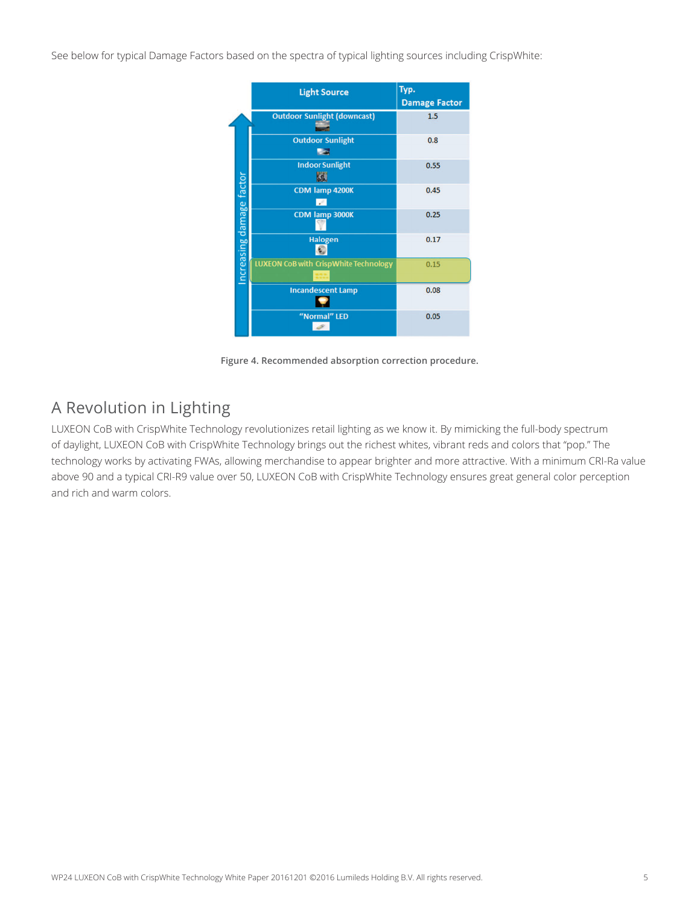See below for typical Damage Factors based on the spectra of typical lighting sources including CrispWhite:

| Light Source | Typ. Damage Factor |
|---|---|
| Outdoor Sunlight (downcast) | 1.5 |
| Outdoor Sunlight | 0.8 |
| Indoor Sunlight | 0.55 |
| CDM lamp 4200K | 0.45 |
| CDM lamp 3000K | 0.25 |
| Halogen | 0.17 |
| LUXEON CoB with CrispWhite Technology | 0.15 |
| Incandescent Lamp | 0.08 |
| "Normal" LED | 0.05 |

Increasing damage factor

Figure 4. Recommended absorption correction procedure.

## A Revolution in Lighting

LUXEON CoB with CrispWhite Technology revolutionizes retail lighting as we know it. By mimicking the full-body spectrum of daylight, LUXEON CoB with CrispWhite Technology brings out the richest whites, vibrant reds and colors that "pop." The technology works by activating FWAs, allowing merchandise to appear brighter and more attractive. With a minimum CRI-Ra value above 90 and a typical CRI-R9 value over 50, LUXEON CoB with CrispWhite Technology ensures great general color perception and rich and warm colors.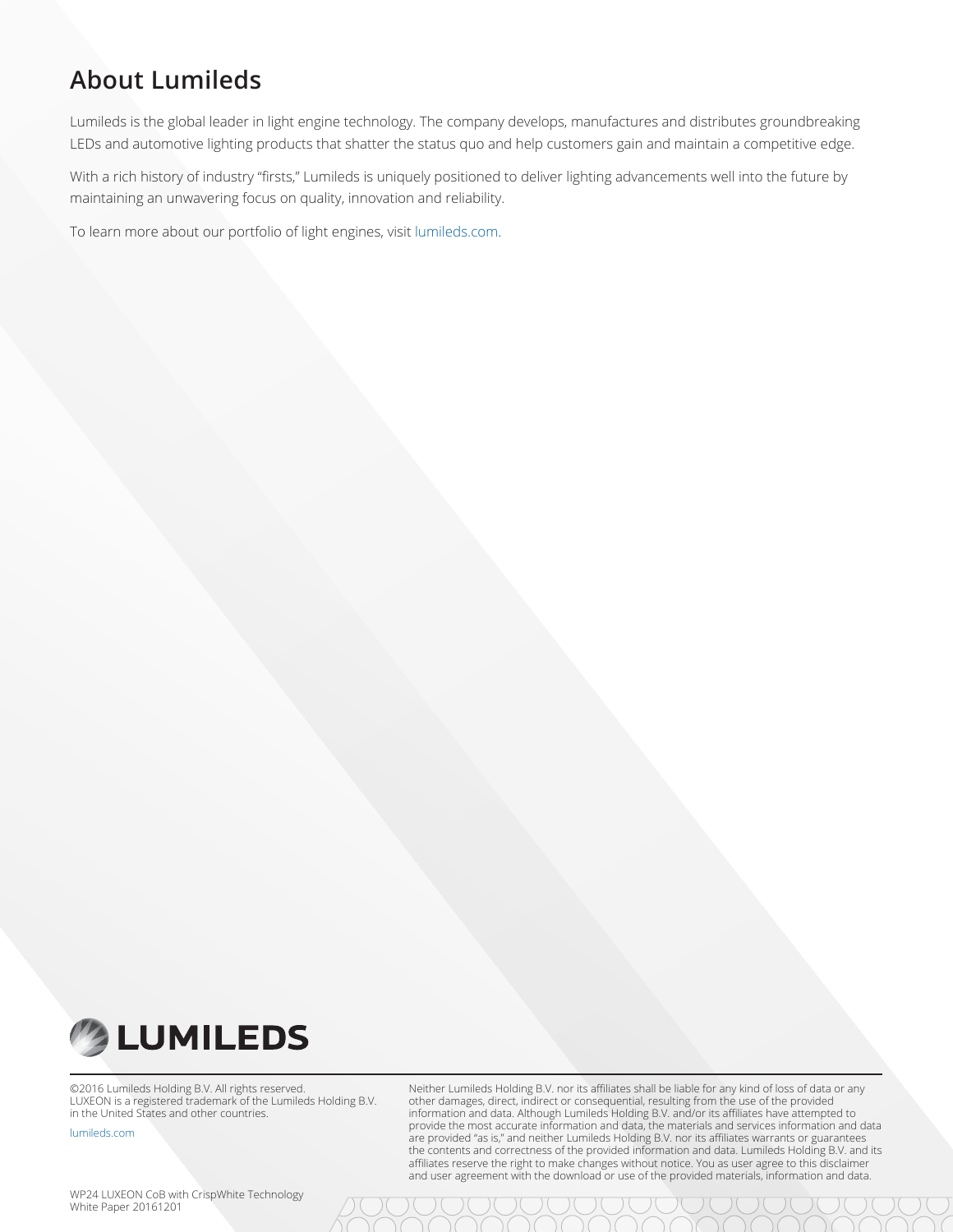## About Lumileds

Lumileds is the global leader in light engine technology. The company develops, manufactures and distributes groundbreaking LEDs and automotive lighting products that shatter the status quo and help customers gain and maintain a competitive edge.

With a rich history of industry "firsts," Lumileds is uniquely positioned to deliver lighting advancements well into the future by maintaining an unwavering focus on quality, innovation and reliability.

To learn more about our portfolio of light engines, visit lumileds.com.

LUMILEDS

©2016 Lumileds Holding B.V. All rights reserved.
LUXEON is a registered trademark of the Lumileds Holding B.V. in the United States and other countries.

lumileds.com

Neither Lumileds Holding B.V. nor its affiliates shall be liable for any kind of loss of data or any other damages, direct, indirect or consequential, resulting from the use of the provided information and data. Although Lumileds Holding B.V. and/or its affiliates have attempted to provide the most accurate information and data, the materials and services information and data are provided "as is," and neither Lumileds Holding B.V. nor its affiliates warrants or guarantees the contents and correctness of the provided information and data. Lumileds Holding B.V. and its affiliates reserve the right to make changes without notice. You as user agree to this disclaimer and user agreement with the download or use of the provided materials, information and data.

WP24 LUXEON CoB with CrispWhite Technology White Paper 20161201